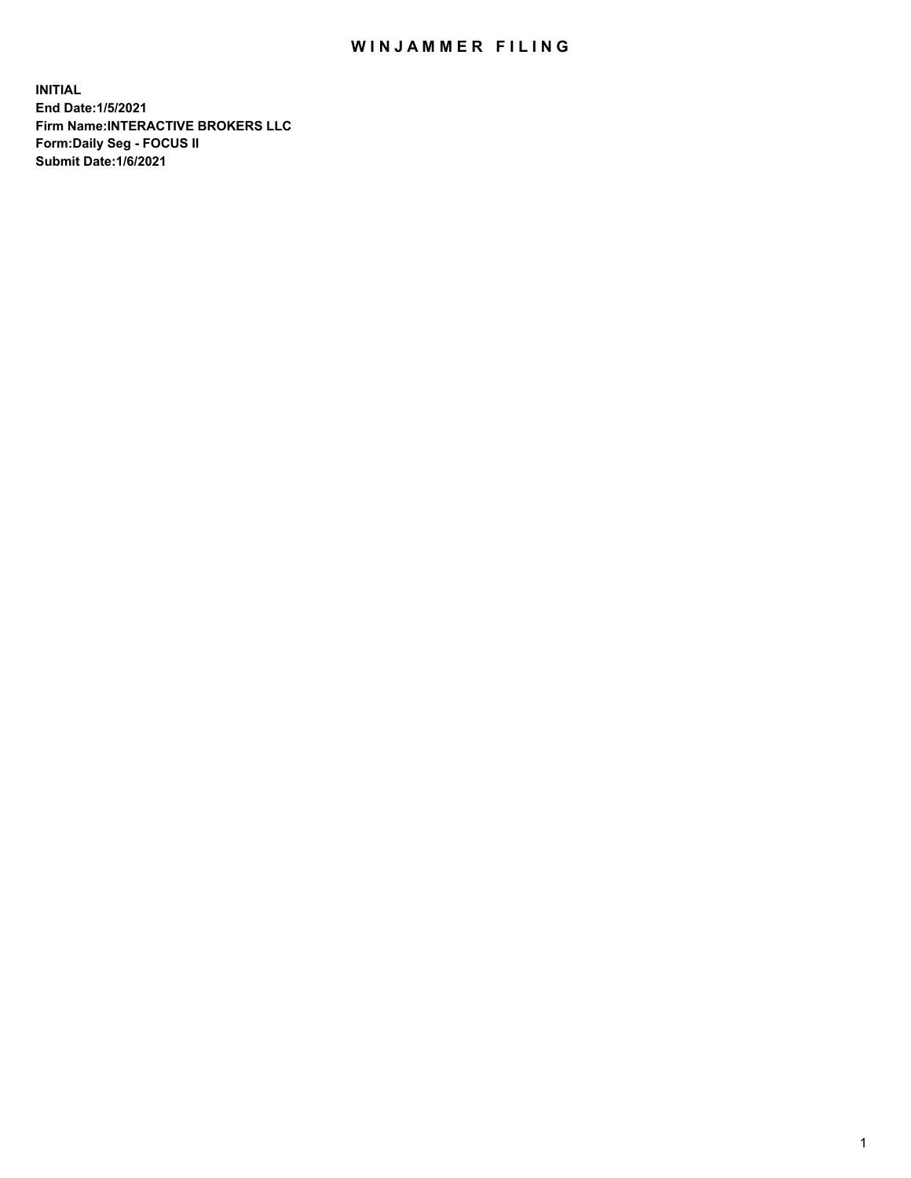# WINJAMMER FILING

**INITIAL**
**End Date:1/5/2021**
**Firm Name:INTERACTIVE BROKERS LLC**
**Form:Daily Seg - FOCUS II**
**Submit Date:1/6/2021**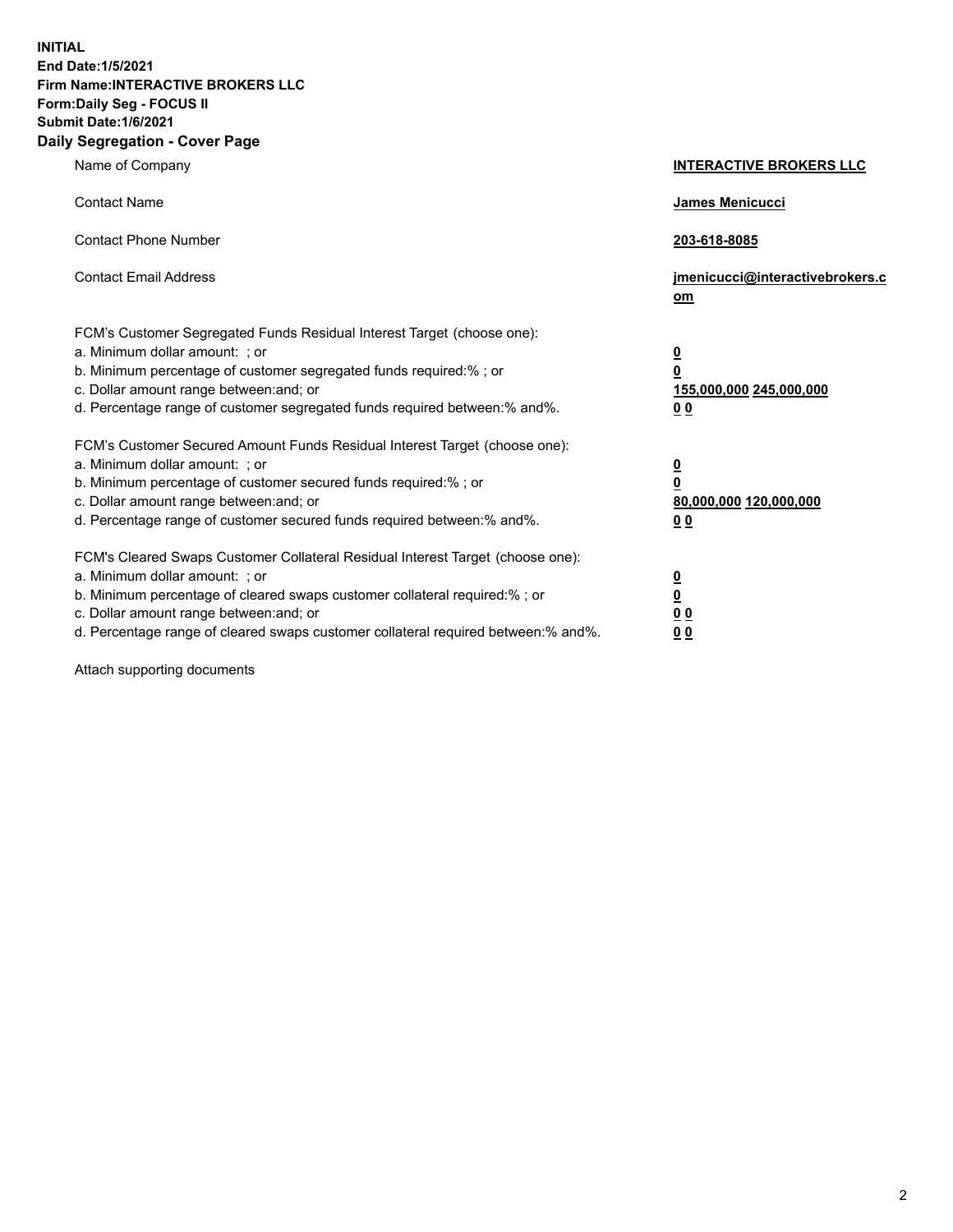**INITIAL**
**End Date:1/5/2021**
**Firm Name:INTERACTIVE BROKERS LLC**
**Form:Daily Seg - FOCUS II**
**Submit Date:1/6/2021**

## Daily Segregation - Cover Page

| | |
|---|---|
| Name of Company | **INTERACTIVE BROKERS LLC** |
| Contact Name | **James Menicucci** |
| Contact Phone Number | **203-618-8085** |
| Contact Email Address | **jmenicucci@interactivebrokers.com** |
| FCM's Customer Segregated Funds Residual Interest Target (choose one): | |
| a. Minimum dollar amount: ; or | **0** |
| b. Minimum percentage of customer segregated funds required:% ; or | **0** |
| c. Dollar amount range between:and; or | **155,000,000 245,000,000** |
| d. Percentage range of customer segregated funds required between:% and%. | **0 0** |
| FCM's Customer Secured Amount Funds Residual Interest Target (choose one): | |
| a. Minimum dollar amount: ; or | **0** |
| b. Minimum percentage of customer secured funds required:% ; or | **0** |
| c. Dollar amount range between:and; or | **80,000,000 120,000,000** |
| d. Percentage range of customer secured funds required between:% and%. | **0 0** |
| FCM's Cleared Swaps Customer Collateral Residual Interest Target (choose one): | |
| a. Minimum dollar amount: ; or | **0** |
| b. Minimum percentage of cleared swaps customer collateral required:% ; or | **0** |
| c. Dollar amount range between:and; or | **0 0** |
| d. Percentage range of cleared swaps customer collateral required between:% and%. | **0 0** |

Attach supporting documents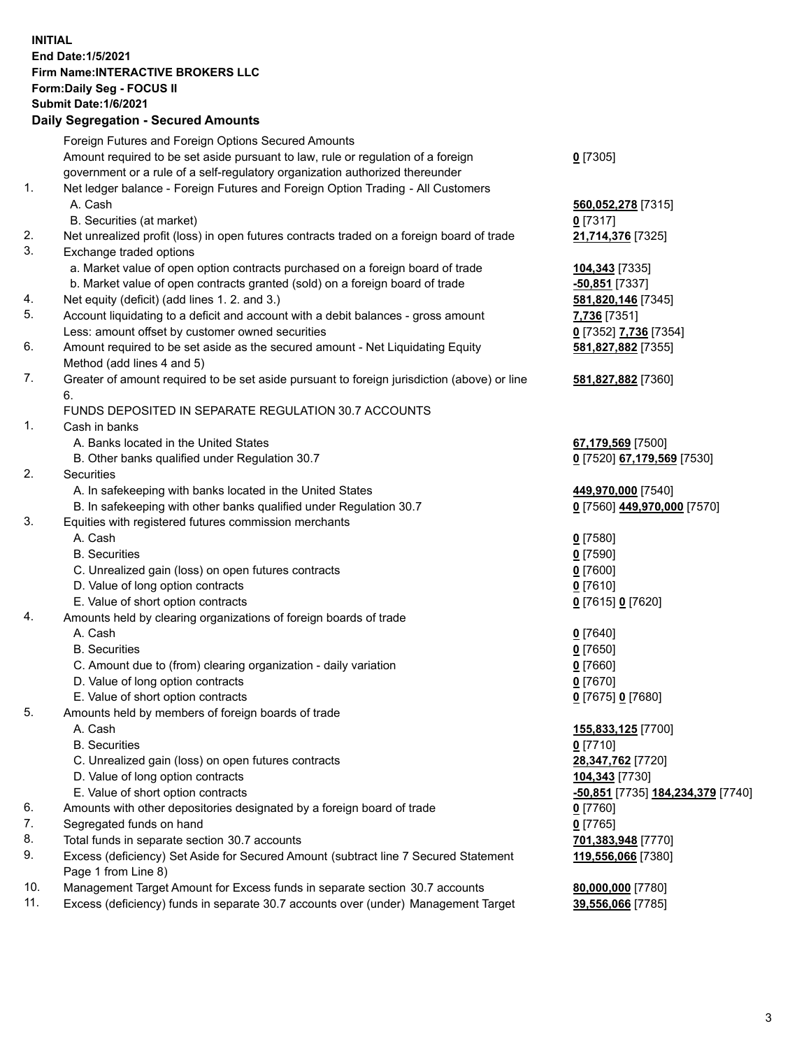**INITIAL**
**End Date:1/5/2021**
**Firm Name:INTERACTIVE BROKERS LLC**
**Form:Daily Seg - FOCUS II**
**Submit Date:1/6/2021**

## Daily Segregation - Secured Amounts

| | | |
|---|---|---|
| | Foreign Futures and Foreign Options Secured Amounts | |
| | Amount required to be set aside pursuant to law, rule or regulation of a foreign government or a rule of a self-regulatory organization authorized thereunder | **0** [7305] |
| 1. | Net ledger balance - Foreign Futures and Foreign Option Trading - All Customers | |
| | A. Cash | **560,052,278** [7315] |
| | B. Securities (at market) | **0** [7317] |
| 2. | Net unrealized profit (loss) in open futures contracts traded on a foreign board of trade | **21,714,376** [7325] |
| 3. | Exchange traded options | |
| | a. Market value of open option contracts purchased on a foreign board of trade | **104,343** [7335] |
| | b. Market value of open contracts granted (sold) on a foreign board of trade | **-50,851** [7337] |
| 4. | Net equity (deficit) (add lines 1. 2. and 3.) | **581,820,146** [7345] |
| 5. | Account liquidating to a deficit and account with a debit balances - gross amount | **7,736** [7351] |
| | Less: amount offset by customer owned securities | **0** [7352] **7,736** [7354] |
| 6. | Amount required to be set aside as the secured amount - Net Liquidating Equity Method (add lines 4 and 5) | **581,827,882** [7355] |
| 7. | Greater of amount required to be set aside pursuant to foreign jurisdiction (above) or line 6. | **581,827,882** [7360] |
| | FUNDS DEPOSITED IN SEPARATE REGULATION 30.7 ACCOUNTS | |
| 1. | Cash in banks | |
| | A. Banks located in the United States | **67,179,569** [7500] |
| | B. Other banks qualified under Regulation 30.7 | **0** [7520] **67,179,569** [7530] |
| 2. | Securities | |
| | A. In safekeeping with banks located in the United States | **449,970,000** [7540] |
| | B. In safekeeping with other banks qualified under Regulation 30.7 | **0** [7560] **449,970,000** [7570] |
| 3. | Equities with registered futures commission merchants | |
| | A. Cash | **0** [7580] |
| | B. Securities | **0** [7590] |
| | C. Unrealized gain (loss) on open futures contracts | **0** [7600] |
| | D. Value of long option contracts | **0** [7610] |
| | E. Value of short option contracts | **0** [7615] **0** [7620] |
| 4. | Amounts held by clearing organizations of foreign boards of trade | |
| | A. Cash | **0** [7640] |
| | B. Securities | **0** [7650] |
| | C. Amount due to (from) clearing organization - daily variation | **0** [7660] |
| | D. Value of long option contracts | **0** [7670] |
| | E. Value of short option contracts | **0** [7675] **0** [7680] |
| 5. | Amounts held by members of foreign boards of trade | |
| | A. Cash | **155,833,125** [7700] |
| | B. Securities | **0** [7710] |
| | C. Unrealized gain (loss) on open futures contracts | **28,347,762** [7720] |
| | D. Value of long option contracts | **104,343** [7730] |
| | E. Value of short option contracts | **-50,851** [7735] **184,234,379** [7740] |
| 6. | Amounts with other depositories designated by a foreign board of trade | **0** [7760] |
| 7. | Segregated funds on hand | **0** [7765] |
| 8. | Total funds in separate section 30.7 accounts | **701,383,948** [7770] |
| 9. | Excess (deficiency) Set Aside for Secured Amount (subtract line 7 Secured Statement Page 1 from Line 8) | **119,556,066** [7380] |
| 10. | Management Target Amount for Excess funds in separate section 30.7 accounts | **80,000,000** [7780] |
| 11. | Excess (deficiency) funds in separate 30.7 accounts over (under) Management Target | **39,556,066** [7785] |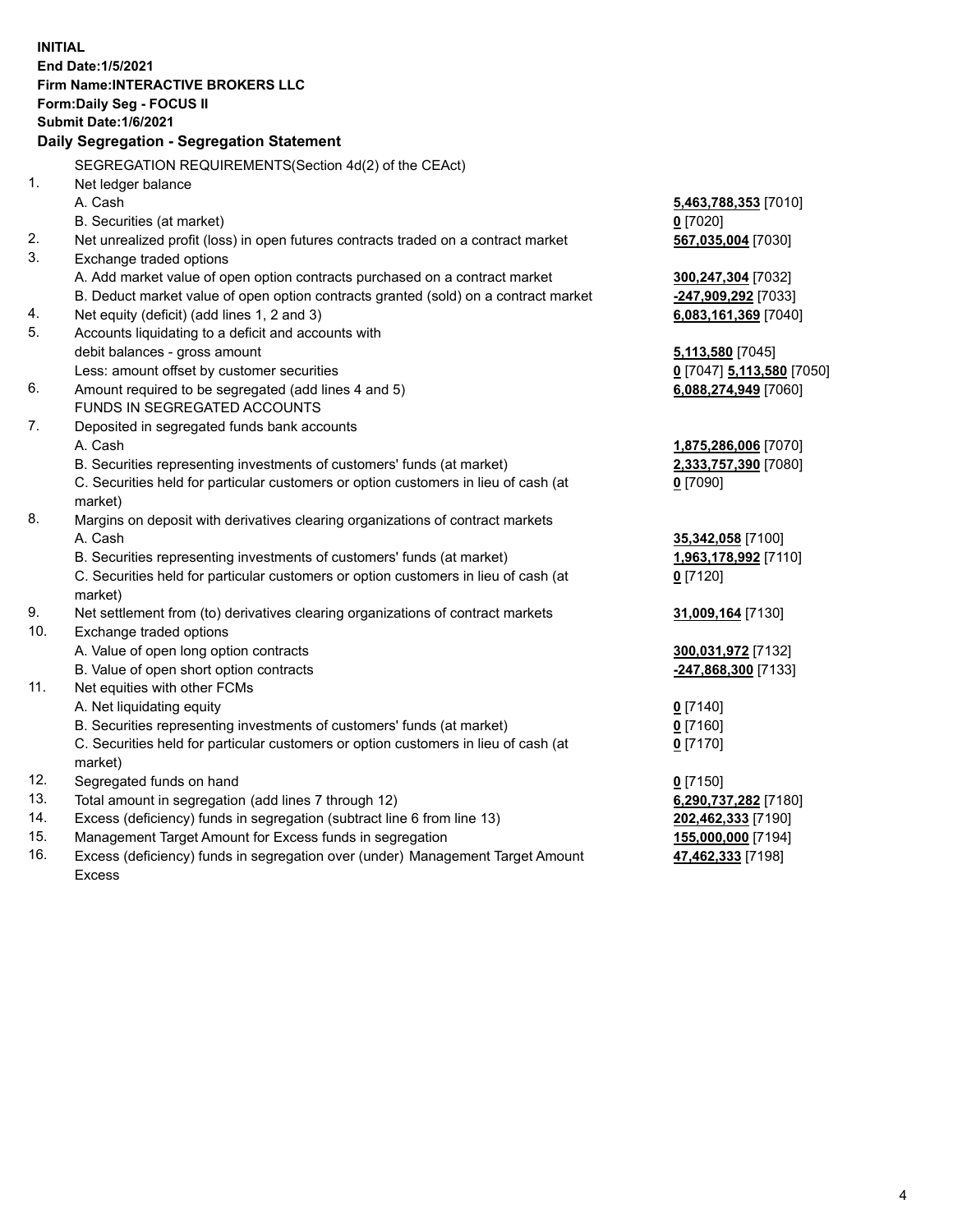**INITIAL**
**End Date:1/5/2021**
**Firm Name:INTERACTIVE BROKERS LLC**
**Form:Daily Seg - FOCUS II**
**Submit Date:1/6/2021**

## Daily Segregation - Segregation Statement

SEGREGATION REQUIREMENTS(Section 4d(2) of the CEAct)

| | | |
|---|---|---|
| 1. | Net ledger balance | |
| | A. Cash | **5,463,788,353** [7010] |
| | B. Securities (at market) | **0** [7020] |
| 2. | Net unrealized profit (loss) in open futures contracts traded on a contract market | **567,035,004** [7030] |
| 3. | Exchange traded options | |
| | A. Add market value of open option contracts purchased on a contract market | **300,247,304** [7032] |
| | B. Deduct market value of open option contracts granted (sold) on a contract market | **-247,909,292** [7033] |
| 4. | Net equity (deficit) (add lines 1, 2 and 3) | **6,083,161,369** [7040] |
| 5. | Accounts liquidating to a deficit and accounts with debit balances - gross amount | **5,113,580** [7045] |
| | Less: amount offset by customer securities | **0** [7047] **5,113,580** [7050] |
| 6. | Amount required to be segregated (add lines 4 and 5) | **6,088,274,949** [7060] |
| | FUNDS IN SEGREGATED ACCOUNTS | |
| 7. | Deposited in segregated funds bank accounts | |
| | A. Cash | **1,875,286,006** [7070] |
| | B. Securities representing investments of customers' funds (at market) | **2,333,757,390** [7080] |
| | C. Securities held for particular customers or option customers in lieu of cash (at market) | **0** [7090] |
| 8. | Margins on deposit with derivatives clearing organizations of contract markets | |
| | A. Cash | **35,342,058** [7100] |
| | B. Securities representing investments of customers' funds (at market) | **1,963,178,992** [7110] |
| | C. Securities held for particular customers or option customers in lieu of cash (at market) | **0** [7120] |
| 9. | Net settlement from (to) derivatives clearing organizations of contract markets | **31,009,164** [7130] |
| 10. | Exchange traded options | |
| | A. Value of open long option contracts | **300,031,972** [7132] |
| | B. Value of open short option contracts | **-247,868,300** [7133] |
| 11. | Net equities with other FCMs | |
| | A. Net liquidating equity | **0** [7140] |
| | B. Securities representing investments of customers' funds (at market) | **0** [7160] |
| | C. Securities held for particular customers or option customers in lieu of cash (at market) | **0** [7170] |
| 12. | Segregated funds on hand | **0** [7150] |
| 13. | Total amount in segregation (add lines 7 through 12) | **6,290,737,282** [7180] |
| 14. | Excess (deficiency) funds in segregation (subtract line 6 from line 13) | **202,462,333** [7190] |
| 15. | Management Target Amount for Excess funds in segregation | **155,000,000** [7194] |
| 16. | Excess (deficiency) funds in segregation over (under) Management Target Amount Excess | **47,462,333** [7198] |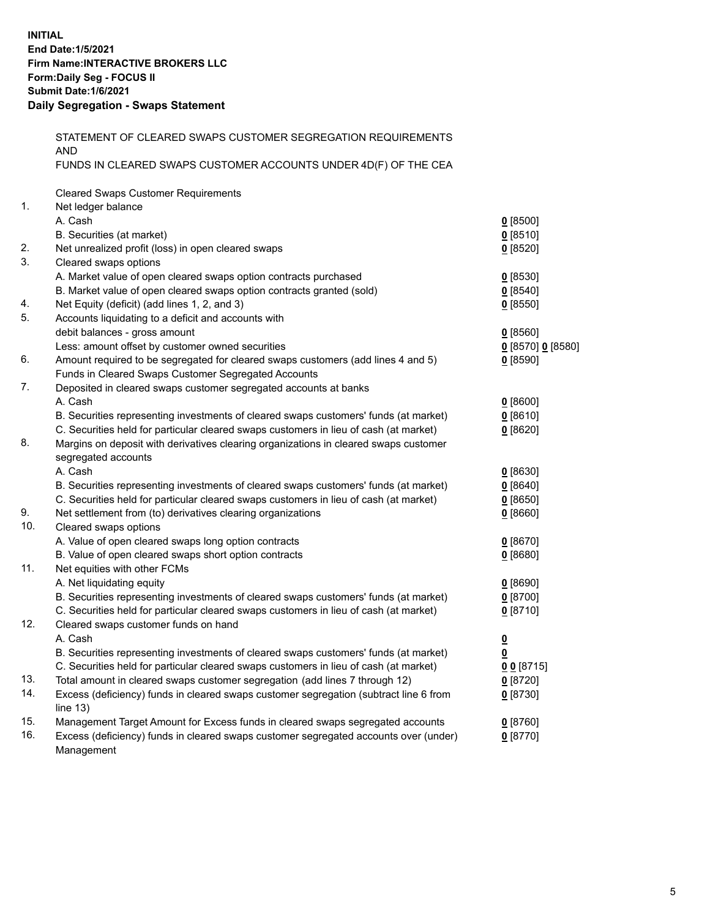**INITIAL**
**End Date:1/5/2021**
**Firm Name:INTERACTIVE BROKERS LLC**
**Form:Daily Seg - FOCUS II**
**Submit Date:1/6/2021**
**Daily Segregation - Swaps Statement**

STATEMENT OF CLEARED SWAPS CUSTOMER SEGREGATION REQUIREMENTS AND FUNDS IN CLEARED SWAPS CUSTOMER ACCOUNTS UNDER 4D(F) OF THE CEA

| | | |
|---|---|---|
| | Cleared Swaps Customer Requirements | |
| 1. | Net ledger balance | |
| | A. Cash | 0 [8500] |
| | B. Securities (at market) | 0 [8510] |
| 2. | Net unrealized profit (loss) in open cleared swaps | 0 [8520] |
| 3. | Cleared swaps options | |
| | A. Market value of open cleared swaps option contracts purchased | 0 [8530] |
| | B. Market value of open cleared swaps option contracts granted (sold) | 0 [8540] |
| 4. | Net Equity (deficit) (add lines 1, 2, and 3) | 0 [8550] |
| 5. | Accounts liquidating to a deficit and accounts with debit balances - gross amount | 0 [8560] |
| | Less: amount offset by customer owned securities | 0 [8570] 0 [8580] |
| 6. | Amount required to be segregated for cleared swaps customers (add lines 4 and 5) | 0 [8590] |
| | Funds in Cleared Swaps Customer Segregated Accounts | |
| 7. | Deposited in cleared swaps customer segregated accounts at banks | |
| | A. Cash | 0 [8600] |
| | B. Securities representing investments of cleared swaps customers' funds (at market) | 0 [8610] |
| | C. Securities held for particular cleared swaps customers in lieu of cash (at market) | 0 [8620] |
| 8. | Margins on deposit with derivatives clearing organizations in cleared swaps customer segregated accounts | |
| | A. Cash | 0 [8630] |
| | B. Securities representing investments of cleared swaps customers' funds (at market) | 0 [8640] |
| | C. Securities held for particular cleared swaps customers in lieu of cash (at market) | 0 [8650] |
| 9. | Net settlement from (to) derivatives clearing organizations | 0 [8660] |
| 10. | Cleared swaps options | |
| | A. Value of open cleared swaps long option contracts | 0 [8670] |
| | B. Value of open cleared swaps short option contracts | 0 [8680] |
| 11. | Net equities with other FCMs | |
| | A. Net liquidating equity | 0 [8690] |
| | B. Securities representing investments of cleared swaps customers' funds (at market) | 0 [8700] |
| | C. Securities held for particular cleared swaps customers in lieu of cash (at market) | 0 [8710] |
| 12. | Cleared swaps customer funds on hand | |
| | A. Cash | 0 |
| | B. Securities representing investments of cleared swaps customers' funds (at market) | 0 |
| | C. Securities held for particular cleared swaps customers in lieu of cash (at market) | 0 0 [8715] |
| 13. | Total amount in cleared swaps customer segregation (add lines 7 through 12) | 0 [8720] |
| 14. | Excess (deficiency) funds in cleared swaps customer segregation (subtract line 6 from line 13) | 0 [8730] |
| 15. | Management Target Amount for Excess funds in cleared swaps segregated accounts | 0 [8760] |
| 16. | Excess (deficiency) funds in cleared swaps customer segregated accounts over (under) Management | 0 [8770] |